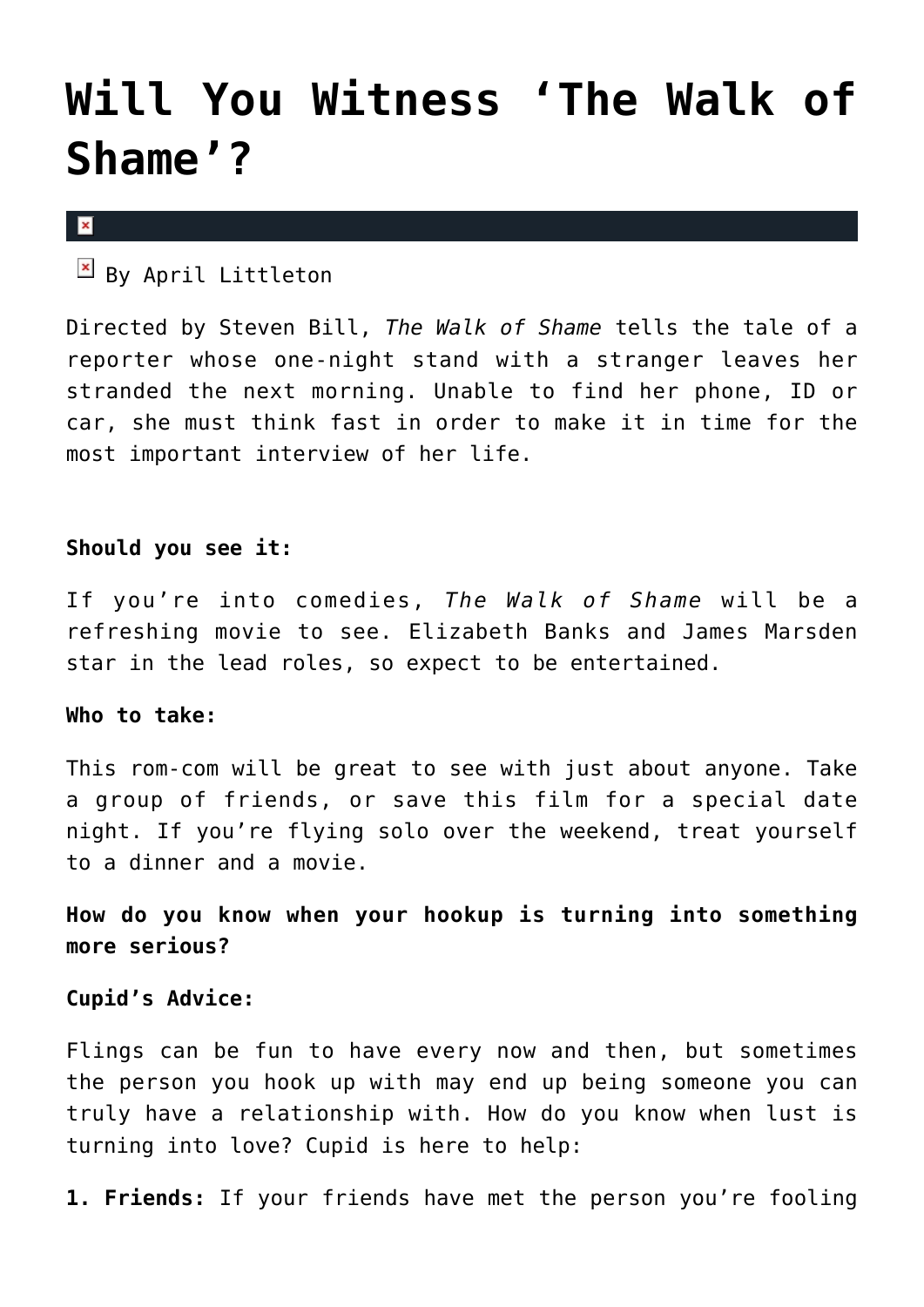# Will You Witness 'The Walk of Shame'?

By April Littleton

Directed by Steven Bill, *The Walk of Shame* tells the tale of a reporter whose one-night stand with a stranger leaves her stranded the next morning. Unable to find her phone, ID or car, she must think fast in order to make it in time for the most important interview of her life.

**Should you see it:**

If you're into comedies, *The Walk of Shame* will be a refreshing movie to see. Elizabeth Banks and James Marsden star in the lead roles, so expect to be entertained.

**Who to take:**

This rom-com will be great to see with just about anyone. Take a group of friends, or save this film for a special date night. If you're flying solo over the weekend, treat yourself to a dinner and a movie.

**How do you know when your hookup is turning into something more serious?**

**Cupid's Advice:**

Flings can be fun to have every now and then, but sometimes the person you hook up with may end up being someone you can truly have a relationship with. How do you know when lust is turning into love? Cupid is here to help:

**1. Friends:** If your friends have met the person you're fooling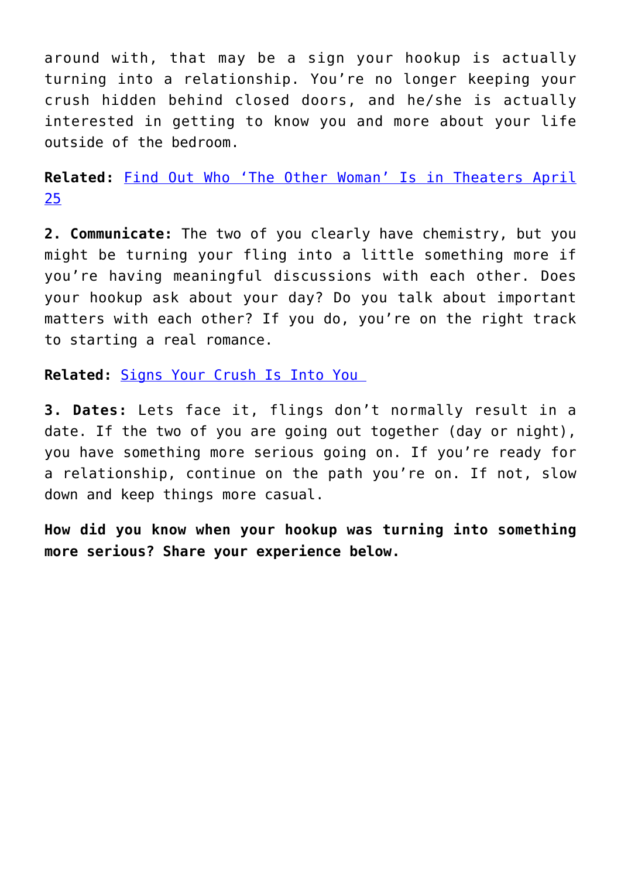around with, that may be a sign your hookup is actually turning into a relationship. You're no longer keeping your crush hidden behind closed doors, and he/she is actually interested in getting to know you and more about your life outside of the bedroom.

**Related:** Find Out Who 'The Other Woman' Is in Theaters April 25

**2. Communicate:** The two of you clearly have chemistry, but you might be turning your fling into a little something more if you're having meaningful discussions with each other. Does your hookup ask about your day? Do you talk about important matters with each other? If you do, you're on the right track to starting a real romance.

**Related:** Signs Your Crush Is Into You

**3. Dates:** Lets face it, flings don't normally result in a date. If the two of you are going out together (day or night), you have something more serious going on. If you're ready for a relationship, continue on the path you're on. If not, slow down and keep things more casual.

**How did you know when your hookup was turning into something more serious? Share your experience below.**